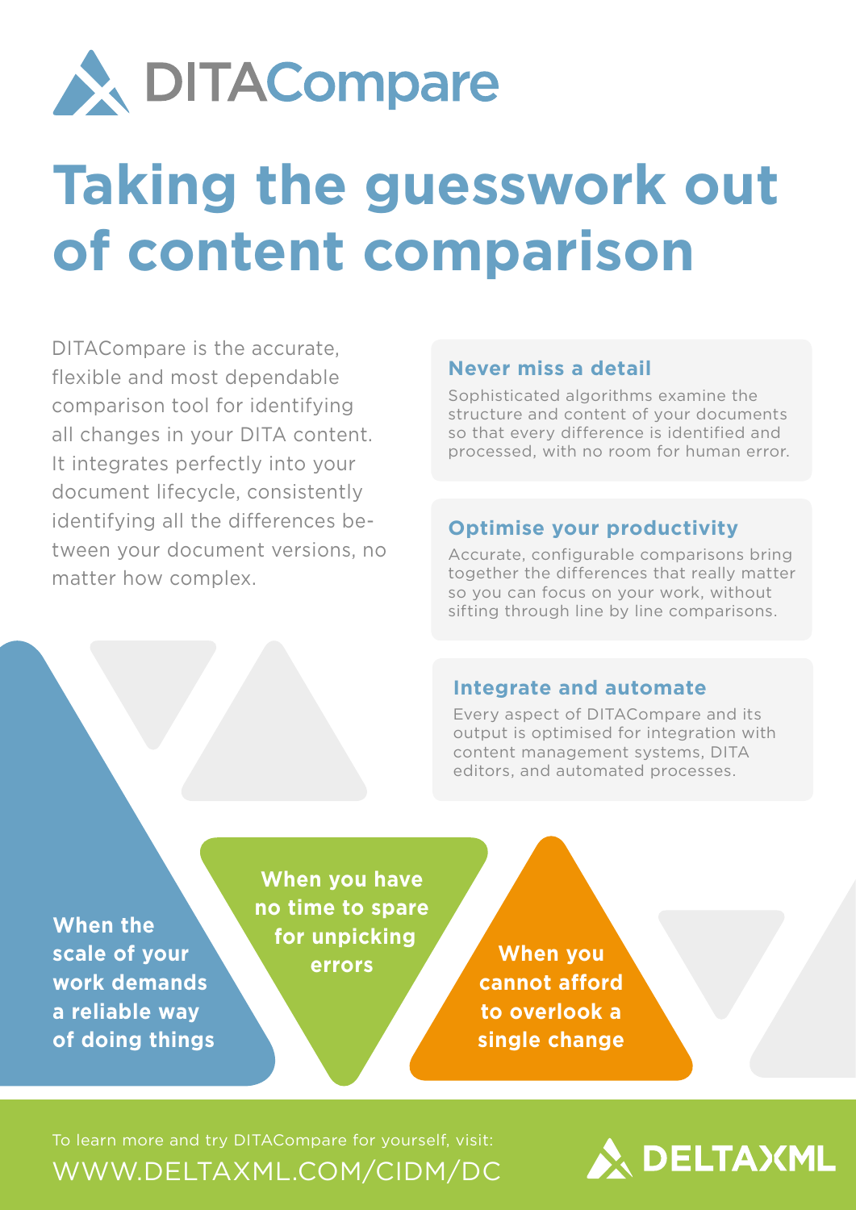# DITACompare

# Taking the guesswork out of content comparison

DITACompare is the accurate, flexible and most dependable comparison tool for identifying all changes in your DITA content. It integrates perfectly into your document lifecycle, consistently identifying all the differences between your document versions, no matter how complex.

### Never miss a detail

Sophisticated algorithms examine the structure and content of your documents so that every difference is identified and processed, with no room for human error.

### Optimise your productivity

Accurate, configurable comparisons bring together the differences that really matter so you can focus on your work, without sifting through line by line comparisons.

### Integrate and automate

Every aspect of DITACompare and its output is optimised for integration with content management systems, DITA editors, and automated processes.

**When the scale of your work demands a reliable way of doing things**

**When you have no time to spare for unpicking errors**

**When you cannot afford to overlook a single change**

To learn more and try DITACompare for yourself, visit:

WWW.DELTAXML.COM/CIDM/DC

DELTAXML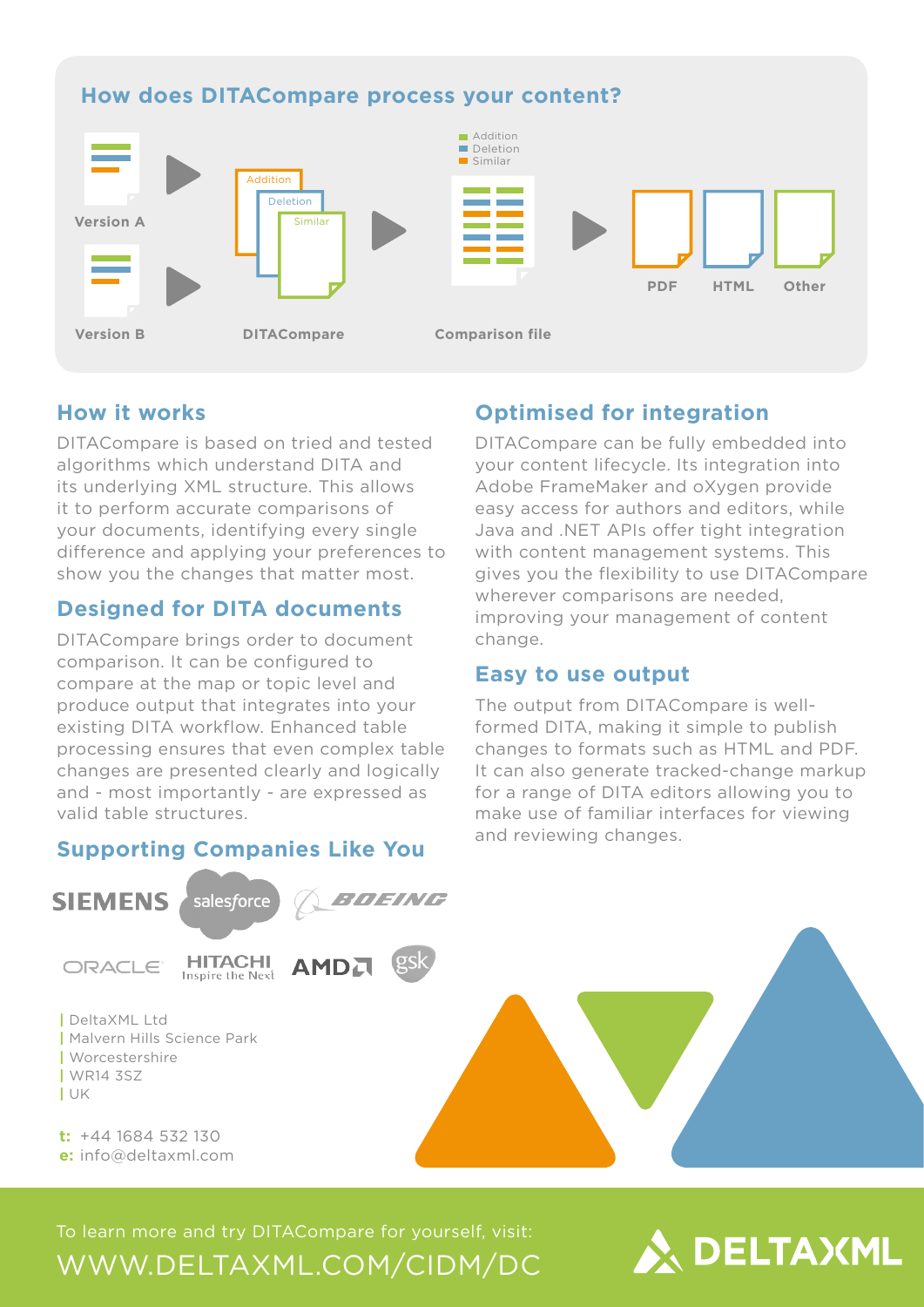## How does DITACompare process your content?

Version A

Version B

Addition
Deletion
Similar

DITACompare

Addition
Deletion
Similar

Comparison file

PDF
HTML
Other

## How it works

DITACompare is based on tried and tested algorithms which understand DITA and its underlying XML structure. This allows it to perform accurate comparisons of your documents, identifying every single difference and applying your preferences to show you the changes that matter most.

## Designed for DITA documents

DITACompare brings order to document comparison. It can be configured to compare at the map or topic level and produce output that integrates into your existing DITA workflow. Enhanced table processing ensures that even complex table changes are presented clearly and logically and - most importantly - are expressed as valid table structures.

## Supporting Companies Like You

SIEMENS, salesforce, BOEING, ORACLE, HITACHI Inspire the Next, AMD, gsk

## Optimised for integration

DITACompare can be fully embedded into your content lifecycle. Its integration into Adobe FrameMaker and oXygen provide easy access for authors and editors, while Java and .NET APIs offer tight integration with content management systems. This gives you the flexibility to use DITACompare wherever comparisons are needed, improving your management of content change.

## Easy to use output

The output from DITACompare is well-formed DITA, making it simple to publish changes to formats such as HTML and PDF. It can also generate tracked-change markup for a range of DITA editors allowing you to make use of familiar interfaces for viewing and reviewing changes.

| DeltaXML Ltd
| Malvern Hills Science Park
| Worcestershire
| WR14 3SZ
| UK

**t:** +44 1684 532 130
**e:** info@deltaxml.com

To learn more and try DITACompare for yourself, visit:
WWW.DELTAXML.COM/CIDM/DC

DELTAXML